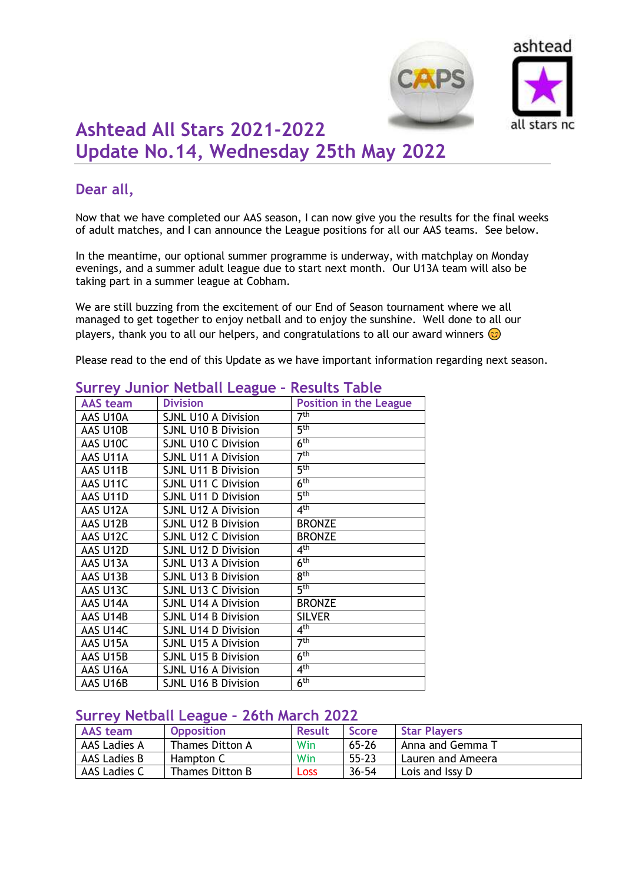# Ashtead All Stars 2021-2022
# Update No.14, Wednesday 25th May 2022

## Dear all,

Now that we have completed our AAS season, I can now give you the results for the final weeks of adult matches, and I can announce the League positions for all our AAS teams. See below.

In the meantime, our optional summer programme is underway, with matchplay on Monday evenings, and a summer adult league due to start next month. Our U13A team will also be taking part in a summer league at Cobham.

We are still buzzing from the excitement of our End of Season tournament where we all managed to get together to enjoy netball and to enjoy the sunshine. Well done to all our players, thank you to all our helpers, and congratulations to all our award winners 😊

Please read to the end of this Update as we have important information regarding next season.

## Surrey Junior Netball League - Results Table

| AAS team | Division | Position in the League |
|---|---|---|
| AAS U10A | SJNL U10 A Division | 7th |
| AAS U10B | SJNL U10 B Division | 5th |
| AAS U10C | SJNL U10 C Division | 6th |
| AAS U11A | SJNL U11 A Division | 7th |
| AAS U11B | SJNL U11 B Division | 5th |
| AAS U11C | SJNL U11 C Division | 6th |
| AAS U11D | SJNL U11 D Division | 5th |
| AAS U12A | SJNL U12 A Division | 4th |
| AAS U12B | SJNL U12 B Division | BRONZE |
| AAS U12C | SJNL U12 C Division | BRONZE |
| AAS U12D | SJNL U12 D Division | 4th |
| AAS U13A | SJNL U13 A Division | 6th |
| AAS U13B | SJNL U13 B Division | 8th |
| AAS U13C | SJNL U13 C Division | 5th |
| AAS U14A | SJNL U14 A Division | BRONZE |
| AAS U14B | SJNL U14 B Division | SILVER |
| AAS U14C | SJNL U14 D Division | 4th |
| AAS U15A | SJNL U15 A Division | 7th |
| AAS U15B | SJNL U15 B Division | 6th |
| AAS U16A | SJNL U16 A Division | 4th |
| AAS U16B | SJNL U16 B Division | 6th |

## Surrey Netball League - 26th March 2022

| AAS team | Opposition | Result | Score | Star Players |
|---|---|---|---|---|
| AAS Ladies A | Thames Ditton A | Win | 65-26 | Anna and Gemma T |
| AAS Ladies B | Hampton C | Win | 55-23 | Lauren and Ameera |
| AAS Ladies C | Thames Ditton B | Loss | 36-54 | Lois and Issy D |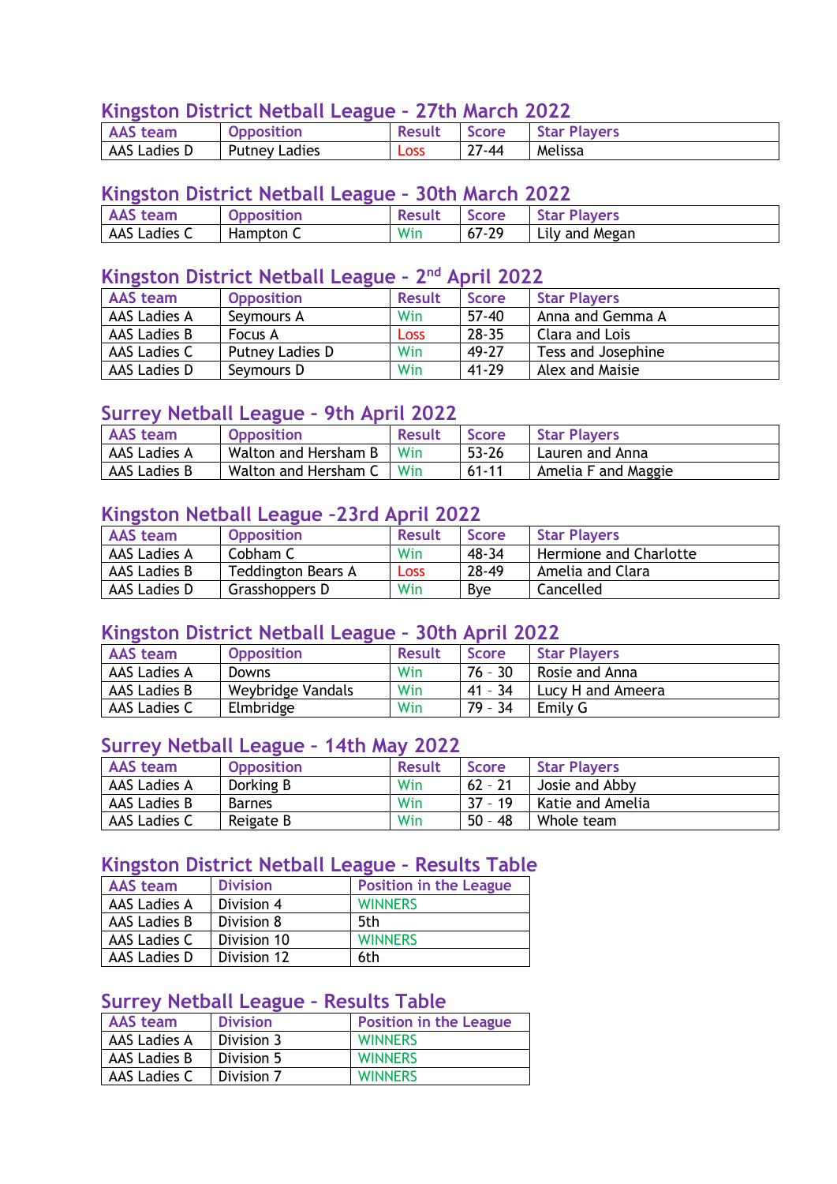## Kingston District Netball League - 27th March 2022

| AAS team | Opposition | Result | Score | Star Players |
|---|---|---|---|---|
| AAS Ladies D | Putney Ladies | Loss | 27-44 | Melissa |

## Kingston District Netball League - 30th March 2022

| AAS team | Opposition | Result | Score | Star Players |
|---|---|---|---|---|
| AAS Ladies C | Hampton C | Win | 67-29 | Lily and Megan |

## Kingston District Netball League - 2nd April 2022

| AAS team | Opposition | Result | Score | Star Players |
|---|---|---|---|---|
| AAS Ladies A | Seymours A | Win | 57-40 | Anna and Gemma A |
| AAS Ladies B | Focus A | Loss | 28-35 | Clara and Lois |
| AAS Ladies C | Putney Ladies D | Win | 49-27 | Tess and Josephine |
| AAS Ladies D | Seymours D | Win | 41-29 | Alex and Maisie |

## Surrey Netball League - 9th April 2022

| AAS team | Opposition | Result | Score | Star Players |
|---|---|---|---|---|
| AAS Ladies A | Walton and Hersham B | Win | 53-26 | Lauren and Anna |
| AAS Ladies B | Walton and Hersham C | Win | 61-11 | Amelia F and Maggie |

## Kingston Netball League -23rd April 2022

| AAS team | Opposition | Result | Score | Star Players |
|---|---|---|---|---|
| AAS Ladies A | Cobham C | Win | 48-34 | Hermione and Charlotte |
| AAS Ladies B | Teddington Bears A | Loss | 28-49 | Amelia and Clara |
| AAS Ladies D | Grasshoppers D | Win | Bye | Cancelled |

## Kingston District Netball League - 30th April 2022

| AAS team | Opposition | Result | Score | Star Players |
|---|---|---|---|---|
| AAS Ladies A | Downs | Win | 76 - 30 | Rosie and Anna |
| AAS Ladies B | Weybridge Vandals | Win | 41 - 34 | Lucy H and Ameera |
| AAS Ladies C | Elmbridge | Win | 79 - 34 | Emily G |

## Surrey Netball League - 14th May 2022

| AAS team | Opposition | Result | Score | Star Players |
|---|---|---|---|---|
| AAS Ladies A | Dorking B | Win | 62 - 21 | Josie and Abby |
| AAS Ladies B | Barnes | Win | 37 - 19 | Katie and Amelia |
| AAS Ladies C | Reigate B | Win | 50 - 48 | Whole team |

## Kingston District Netball League - Results Table

| AAS team | Division | Position in the League |
|---|---|---|
| AAS Ladies A | Division 4 | WINNERS |
| AAS Ladies B | Division 8 | 5th |
| AAS Ladies C | Division 10 | WINNERS |
| AAS Ladies D | Division 12 | 6th |

## Surrey Netball League - Results Table

| AAS team | Division | Position in the League |
|---|---|---|
| AAS Ladies A | Division 3 | WINNERS |
| AAS Ladies B | Division 5 | WINNERS |
| AAS Ladies C | Division 7 | WINNERS |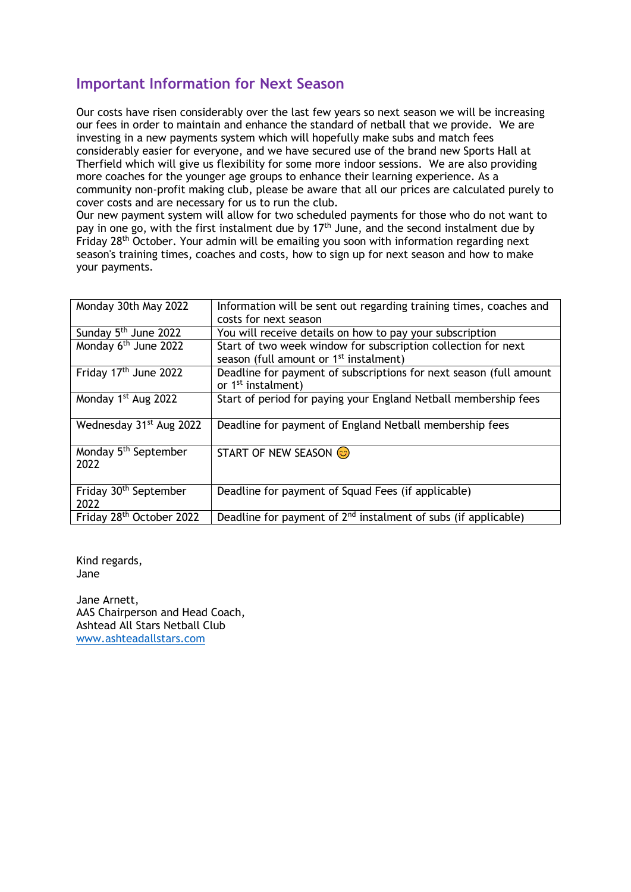## Important Information for Next Season

Our costs have risen considerably over the last few years so next season we will be increasing our fees in order to maintain and enhance the standard of netball that we provide. We are investing in a new payments system which will hopefully make subs and match fees considerably easier for everyone, and we have secured use of the brand new Sports Hall at Therfield which will give us flexibility for some more indoor sessions. We are also providing more coaches for the younger age groups to enhance their learning experience. As a community non-profit making club, please be aware that all our prices are calculated purely to cover costs and are necessary for us to run the club.
Our new payment system will allow for two scheduled payments for those who do not want to pay in one go, with the first instalment due by 17th June, and the second instalment due by Friday 28th October. Your admin will be emailing you soon with information regarding next season's training times, coaches and costs, how to sign up for next season and how to make your payments.

| | |
|---|---|
| Monday 30th May 2022 | Information will be sent out regarding training times, coaches and costs for next season |
| Sunday 5th June 2022 | You will receive details on how to pay your subscription |
| Monday 6th June 2022 | Start of two week window for subscription collection for next season (full amount or 1st instalment) |
| Friday 17th June 2022 | Deadline for payment of subscriptions for next season (full amount or 1st instalment) |
| Monday 1st Aug 2022 | Start of period for paying your England Netball membership fees |
| Wednesday 31st Aug 2022 | Deadline for payment of England Netball membership fees |
| Monday 5th September 2022 | START OF NEW SEASON 😊 |
| Friday 30th September 2022 | Deadline for payment of Squad Fees (if applicable) |
| Friday 28th October 2022 | Deadline for payment of 2nd instalment of subs (if applicable) |

Kind regards,
Jane

Jane Arnett,
AAS Chairperson and Head Coach,
Ashtead All Stars Netball Club
www.ashteadallstars.com